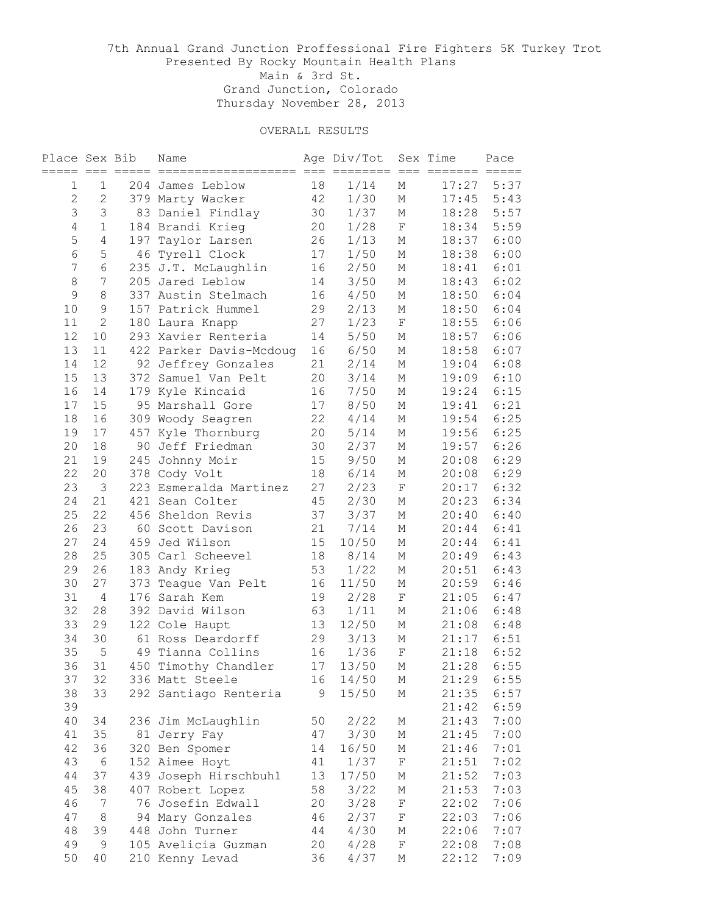# 7th Annual Grand Junction Proffessional Fire Fighters 5K Turkey Trot

Presented By Rocky Mountain Health Plans

Main & 3rd St.

Grand Junction, Colorado

Thursday November 28, 2013

## OVERALL RESULTS

| Place | Sex | Bib | Name | Age | Div/Tot | Sex | Time | Pace |
|---|---|---|---|---|---|---|---|---|
| 1 | 1 | 204 | James Leblow | 18 | 1/14 | M | 17:27 | 5:37 |
| 2 | 2 | 379 | Marty Wacker | 42 | 1/30 | M | 17:45 | 5:43 |
| 3 | 3 | 83 | Daniel Findlay | 30 | 1/37 | M | 18:28 | 5:57 |
| 4 | 1 | 184 | Brandi Krieg | 20 | 1/28 | F | 18:34 | 5:59 |
| 5 | 4 | 197 | Taylor Larsen | 26 | 1/13 | M | 18:37 | 6:00 |
| 6 | 5 | 46 | Tyrell Clock | 17 | 1/50 | M | 18:38 | 6:00 |
| 7 | 6 | 235 | J.T. McLaughlin | 16 | 2/50 | M | 18:41 | 6:01 |
| 8 | 7 | 205 | Jared Leblow | 14 | 3/50 | M | 18:43 | 6:02 |
| 9 | 8 | 337 | Austin Stelmach | 16 | 4/50 | M | 18:50 | 6:04 |
| 10 | 9 | 157 | Patrick Hummel | 29 | 2/13 | M | 18:50 | 6:04 |
| 11 | 2 | 180 | Laura Knapp | 27 | 1/23 | F | 18:55 | 6:06 |
| 12 | 10 | 293 | Xavier Renteria | 14 | 5/50 | M | 18:57 | 6:06 |
| 13 | 11 | 422 | Parker Davis-Mcdoug | 16 | 6/50 | M | 18:58 | 6:07 |
| 14 | 12 | 92 | Jeffrey Gonzales | 21 | 2/14 | M | 19:04 | 6:08 |
| 15 | 13 | 372 | Samuel Van Pelt | 20 | 3/14 | M | 19:09 | 6:10 |
| 16 | 14 | 179 | Kyle Kincaid | 16 | 7/50 | M | 19:24 | 6:15 |
| 17 | 15 | 95 | Marshall Gore | 17 | 8/50 | M | 19:41 | 6:21 |
| 18 | 16 | 309 | Woody Seagren | 22 | 4/14 | M | 19:54 | 6:25 |
| 19 | 17 | 457 | Kyle Thornburg | 20 | 5/14 | M | 19:56 | 6:25 |
| 20 | 18 | 90 | Jeff Friedman | 30 | 2/37 | M | 19:57 | 6:26 |
| 21 | 19 | 245 | Johnny Moir | 15 | 9/50 | M | 20:08 | 6:29 |
| 22 | 20 | 378 | Cody Volt | 18 | 6/14 | M | 20:08 | 6:29 |
| 23 | 3 | 223 | Esmeralda Martinez | 27 | 2/23 | F | 20:17 | 6:32 |
| 24 | 21 | 421 | Sean Colter | 45 | 2/30 | M | 20:23 | 6:34 |
| 25 | 22 | 456 | Sheldon Revis | 37 | 3/37 | M | 20:40 | 6:40 |
| 26 | 23 | 60 | Scott Davison | 21 | 7/14 | M | 20:44 | 6:41 |
| 27 | 24 | 459 | Jed Wilson | 15 | 10/50 | M | 20:44 | 6:41 |
| 28 | 25 | 305 | Carl Scheevel | 18 | 8/14 | M | 20:49 | 6:43 |
| 29 | 26 | 183 | Andy Krieg | 53 | 1/22 | M | 20:51 | 6:43 |
| 30 | 27 | 373 | Teague Van Pelt | 16 | 11/50 | M | 20:59 | 6:46 |
| 31 | 4 | 176 | Sarah Kem | 19 | 2/28 | F | 21:05 | 6:47 |
| 32 | 28 | 392 | David Wilson | 63 | 1/11 | M | 21:06 | 6:48 |
| 33 | 29 | 122 | Cole Haupt | 13 | 12/50 | M | 21:08 | 6:48 |
| 34 | 30 | 61 | Ross Deardorff | 29 | 3/13 | M | 21:17 | 6:51 |
| 35 | 5 | 49 | Tianna Collins | 16 | 1/36 | F | 21:18 | 6:52 |
| 36 | 31 | 450 | Timothy Chandler | 17 | 13/50 | M | 21:28 | 6:55 |
| 37 | 32 | 336 | Matt Steele | 16 | 14/50 | M | 21:29 | 6:55 |
| 38 | 33 | 292 | Santiago Renteria | 9 | 15/50 | M | 21:35 | 6:57 |
| 39 | | | | | | | 21:42 | 6:59 |
| 40 | 34 | 236 | Jim McLaughlin | 50 | 2/22 | M | 21:43 | 7:00 |
| 41 | 35 | 81 | Jerry Fay | 47 | 3/30 | M | 21:45 | 7:00 |
| 42 | 36 | 320 | Ben Spomer | 14 | 16/50 | M | 21:46 | 7:01 |
| 43 | 6 | 152 | Aimee Hoyt | 41 | 1/37 | F | 21:51 | 7:02 |
| 44 | 37 | 439 | Joseph Hirschbuhl | 13 | 17/50 | M | 21:52 | 7:03 |
| 45 | 38 | 407 | Robert Lopez | 58 | 3/22 | M | 21:53 | 7:03 |
| 46 | 7 | 76 | Josefin Edwall | 20 | 3/28 | F | 22:02 | 7:06 |
| 47 | 8 | 94 | Mary Gonzales | 46 | 2/37 | F | 22:03 | 7:06 |
| 48 | 39 | 448 | John Turner | 44 | 4/30 | M | 22:06 | 7:07 |
| 49 | 9 | 105 | Avelicia Guzman | 20 | 4/28 | F | 22:08 | 7:08 |
| 50 | 40 | 210 | Kenny Levad | 36 | 4/37 | M | 22:12 | 7:09 |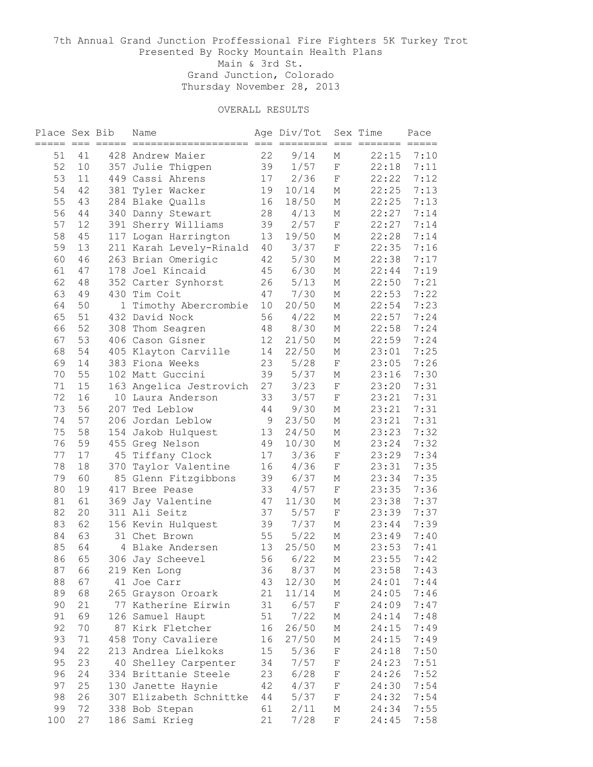7th Annual Grand Junction Proffessional Fire Fighters 5K Turkey Trot
Presented By Rocky Mountain Health Plans
Main & 3rd St.
Grand Junction, Colorado
Thursday November 28, 2013

OVERALL RESULTS

| Place | Sex | Bib | Name | Age | Div/Tot | Sex | Time | Pace |
|---|---|---|---|---|---|---|---|---|
| 51 | 41 | 428 | Andrew Maier | 22 | 9/14 | M | 22:15 | 7:10 |
| 52 | 10 | 357 | Julie Thigpen | 39 | 1/57 | F | 22:18 | 7:11 |
| 53 | 11 | 449 | Cassi Ahrens | 17 | 2/36 | F | 22:22 | 7:12 |
| 54 | 42 | 381 | Tyler Wacker | 19 | 10/14 | M | 22:25 | 7:13 |
| 55 | 43 | 284 | Blake Qualls | 16 | 18/50 | M | 22:25 | 7:13 |
| 56 | 44 | 340 | Danny Stewart | 28 | 4/13 | M | 22:27 | 7:14 |
| 57 | 12 | 391 | Sherry Williams | 39 | 2/57 | F | 22:27 | 7:14 |
| 58 | 45 | 117 | Logan Harrington | 13 | 19/50 | M | 22:28 | 7:14 |
| 59 | 13 | 211 | Karah Levely-Rinald | 40 | 3/37 | F | 22:35 | 7:16 |
| 60 | 46 | 263 | Brian Omerigic | 42 | 5/30 | M | 22:38 | 7:17 |
| 61 | 47 | 178 | Joel Kincaid | 45 | 6/30 | M | 22:44 | 7:19 |
| 62 | 48 | 352 | Carter Synhorst | 26 | 5/13 | M | 22:50 | 7:21 |
| 63 | 49 | 430 | Tim Coit | 47 | 7/30 | M | 22:53 | 7:22 |
| 64 | 50 | 1 | Timothy Abercrombie | 10 | 20/50 | M | 22:54 | 7:23 |
| 65 | 51 | 432 | David Nock | 56 | 4/22 | M | 22:57 | 7:24 |
| 66 | 52 | 308 | Thom Seagren | 48 | 8/30 | M | 22:58 | 7:24 |
| 67 | 53 | 406 | Cason Gisner | 12 | 21/50 | M | 22:59 | 7:24 |
| 68 | 54 | 405 | Klayton Carville | 14 | 22/50 | M | 23:01 | 7:25 |
| 69 | 14 | 383 | Fiona Weeks | 23 | 5/28 | F | 23:05 | 7:26 |
| 70 | 55 | 102 | Matt Guccini | 39 | 5/37 | M | 23:16 | 7:30 |
| 71 | 15 | 163 | Angelica Jestrovich | 27 | 3/23 | F | 23:20 | 7:31 |
| 72 | 16 | 10 | Laura Anderson | 33 | 3/57 | F | 23:21 | 7:31 |
| 73 | 56 | 207 | Ted Leblow | 44 | 9/30 | M | 23:21 | 7:31 |
| 74 | 57 | 206 | Jordan Leblow | 9 | 23/50 | M | 23:21 | 7:31 |
| 75 | 58 | 154 | Jakob Hulquest | 13 | 24/50 | M | 23:23 | 7:32 |
| 76 | 59 | 455 | Greg Nelson | 49 | 10/30 | M | 23:24 | 7:32 |
| 77 | 17 | 45 | Tiffany Clock | 17 | 3/36 | F | 23:29 | 7:34 |
| 78 | 18 | 370 | Taylor Valentine | 16 | 4/36 | F | 23:31 | 7:35 |
| 79 | 60 | 85 | Glenn Fitzgibbons | 39 | 6/37 | M | 23:34 | 7:35 |
| 80 | 19 | 417 | Bree Pease | 33 | 4/57 | F | 23:35 | 7:36 |
| 81 | 61 | 369 | Jay Valentine | 47 | 11/30 | M | 23:38 | 7:37 |
| 82 | 20 | 311 | Ali Seitz | 37 | 5/57 | F | 23:39 | 7:37 |
| 83 | 62 | 156 | Kevin Hulquest | 39 | 7/37 | M | 23:44 | 7:39 |
| 84 | 63 | 31 | Chet Brown | 55 | 5/22 | M | 23:49 | 7:40 |
| 85 | 64 | 4 | Blake Andersen | 13 | 25/50 | M | 23:53 | 7:41 |
| 86 | 65 | 306 | Jay Scheevel | 56 | 6/22 | M | 23:55 | 7:42 |
| 87 | 66 | 219 | Ken Long | 36 | 8/37 | M | 23:58 | 7:43 |
| 88 | 67 | 41 | Joe Carr | 43 | 12/30 | M | 24:01 | 7:44 |
| 89 | 68 | 265 | Grayson Oroark | 21 | 11/14 | M | 24:05 | 7:46 |
| 90 | 21 | 77 | Katherine Eirwin | 31 | 6/57 | F | 24:09 | 7:47 |
| 91 | 69 | 126 | Samuel Haupt | 51 | 7/22 | M | 24:14 | 7:48 |
| 92 | 70 | 87 | Kirk Fletcher | 16 | 26/50 | M | 24:15 | 7:49 |
| 93 | 71 | 458 | Tony Cavaliere | 16 | 27/50 | M | 24:15 | 7:49 |
| 94 | 22 | 213 | Andrea Lielkoks | 15 | 5/36 | F | 24:18 | 7:50 |
| 95 | 23 | 40 | Shelley Carpenter | 34 | 7/57 | F | 24:23 | 7:51 |
| 96 | 24 | 334 | Brittanie Steele | 23 | 6/28 | F | 24:26 | 7:52 |
| 97 | 25 | 130 | Janette Haynie | 42 | 4/37 | F | 24:30 | 7:54 |
| 98 | 26 | 307 | Elizabeth Schnittke | 44 | 5/37 | F | 24:32 | 7:54 |
| 99 | 72 | 338 | Bob Stepan | 61 | 2/11 | M | 24:34 | 7:55 |
| 100 | 27 | 186 | Sami Krieg | 21 | 7/28 | F | 24:45 | 7:58 |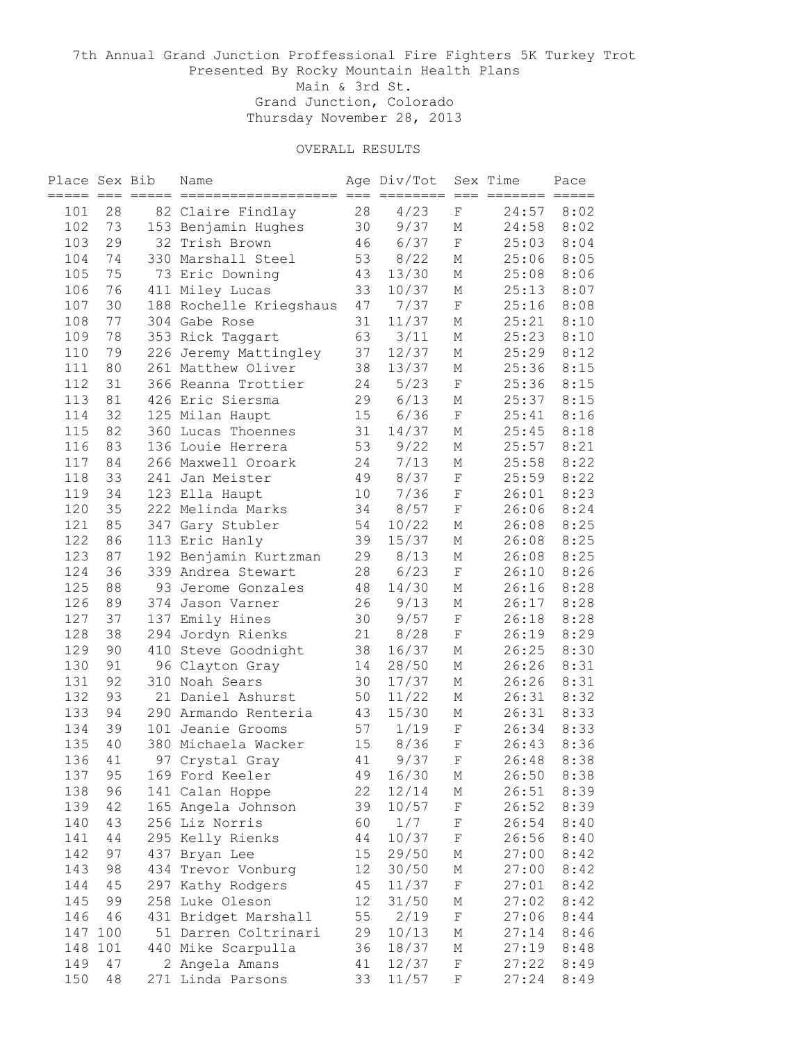7th Annual Grand Junction Proffessional Fire Fighters 5K Turkey Trot
Presented By Rocky Mountain Health Plans
Main & 3rd St.
Grand Junction, Colorado
Thursday November 28, 2013

OVERALL RESULTS

| Place | Sex | Bib | Name | Age | Div/Tot | Sex | Time | Pace |
|---|---|---|---|---|---|---|---|---|
| 101 | 28 | 82 | Claire Findlay | 28 | 4/23 | F | 24:57 | 8:02 |
| 102 | 73 | 153 | Benjamin Hughes | 30 | 9/37 | M | 24:58 | 8:02 |
| 103 | 29 | 32 | Trish Brown | 46 | 6/37 | F | 25:03 | 8:04 |
| 104 | 74 | 330 | Marshall Steel | 53 | 8/22 | M | 25:06 | 8:05 |
| 105 | 75 | 73 | Eric Downing | 43 | 13/30 | M | 25:08 | 8:06 |
| 106 | 76 | 411 | Miley Lucas | 33 | 10/37 | M | 25:13 | 8:07 |
| 107 | 30 | 188 | Rochelle Kriegshaus | 47 | 7/37 | F | 25:16 | 8:08 |
| 108 | 77 | 304 | Gabe Rose | 31 | 11/37 | M | 25:21 | 8:10 |
| 109 | 78 | 353 | Rick Taggart | 63 | 3/11 | M | 25:23 | 8:10 |
| 110 | 79 | 226 | Jeremy Mattingley | 37 | 12/37 | M | 25:29 | 8:12 |
| 111 | 80 | 261 | Matthew Oliver | 38 | 13/37 | M | 25:36 | 8:15 |
| 112 | 31 | 366 | Reanna Trottier | 24 | 5/23 | F | 25:36 | 8:15 |
| 113 | 81 | 426 | Eric Siersma | 29 | 6/13 | M | 25:37 | 8:15 |
| 114 | 32 | 125 | Milan Haupt | 15 | 6/36 | F | 25:41 | 8:16 |
| 115 | 82 | 360 | Lucas Thoennes | 31 | 14/37 | M | 25:45 | 8:18 |
| 116 | 83 | 136 | Louie Herrera | 53 | 9/22 | M | 25:57 | 8:21 |
| 117 | 84 | 266 | Maxwell Oroark | 24 | 7/13 | M | 25:58 | 8:22 |
| 118 | 33 | 241 | Jan Meister | 49 | 8/37 | F | 25:59 | 8:22 |
| 119 | 34 | 123 | Ella Haupt | 10 | 7/36 | F | 26:01 | 8:23 |
| 120 | 35 | 222 | Melinda Marks | 34 | 8/57 | F | 26:06 | 8:24 |
| 121 | 85 | 347 | Gary Stubler | 54 | 10/22 | M | 26:08 | 8:25 |
| 122 | 86 | 113 | Eric Hanly | 39 | 15/37 | M | 26:08 | 8:25 |
| 123 | 87 | 192 | Benjamin Kurtzman | 29 | 8/13 | M | 26:08 | 8:25 |
| 124 | 36 | 339 | Andrea Stewart | 28 | 6/23 | F | 26:10 | 8:26 |
| 125 | 88 | 93 | Jerome Gonzales | 48 | 14/30 | M | 26:16 | 8:28 |
| 126 | 89 | 374 | Jason Varner | 26 | 9/13 | M | 26:17 | 8:28 |
| 127 | 37 | 137 | Emily Hines | 30 | 9/57 | F | 26:18 | 8:28 |
| 128 | 38 | 294 | Jordyn Rienks | 21 | 8/28 | F | 26:19 | 8:29 |
| 129 | 90 | 410 | Steve Goodnight | 38 | 16/37 | M | 26:25 | 8:30 |
| 130 | 91 | 96 | Clayton Gray | 14 | 28/50 | M | 26:26 | 8:31 |
| 131 | 92 | 310 | Noah Sears | 30 | 17/37 | M | 26:26 | 8:31 |
| 132 | 93 | 21 | Daniel Ashurst | 50 | 11/22 | M | 26:31 | 8:32 |
| 133 | 94 | 290 | Armando Renteria | 43 | 15/30 | M | 26:31 | 8:33 |
| 134 | 39 | 101 | Jeanie Grooms | 57 | 1/19 | F | 26:34 | 8:33 |
| 135 | 40 | 380 | Michaela Wacker | 15 | 8/36 | F | 26:43 | 8:36 |
| 136 | 41 | 97 | Crystal Gray | 41 | 9/37 | F | 26:48 | 8:38 |
| 137 | 95 | 169 | Ford Keeler | 49 | 16/30 | M | 26:50 | 8:38 |
| 138 | 96 | 141 | Calan Hoppe | 22 | 12/14 | M | 26:51 | 8:39 |
| 139 | 42 | 165 | Angela Johnson | 39 | 10/57 | F | 26:52 | 8:39 |
| 140 | 43 | 256 | Liz Norris | 60 | 1/7 | F | 26:54 | 8:40 |
| 141 | 44 | 295 | Kelly Rienks | 44 | 10/37 | F | 26:56 | 8:40 |
| 142 | 97 | 437 | Bryan Lee | 15 | 29/50 | M | 27:00 | 8:42 |
| 143 | 98 | 434 | Trevor Vonburg | 12 | 30/50 | M | 27:00 | 8:42 |
| 144 | 45 | 297 | Kathy Rodgers | 45 | 11/37 | F | 27:01 | 8:42 |
| 145 | 99 | 258 | Luke Oleson | 12 | 31/50 | M | 27:02 | 8:42 |
| 146 | 46 | 431 | Bridget Marshall | 55 | 2/19 | F | 27:06 | 8:44 |
| 147 | 100 | 51 | Darren Coltrinari | 29 | 10/13 | M | 27:14 | 8:46 |
| 148 | 101 | 440 | Mike Scarpulla | 36 | 18/37 | M | 27:19 | 8:48 |
| 149 | 47 | 2 | Angela Amans | 41 | 12/37 | F | 27:22 | 8:49 |
| 150 | 48 | 271 | Linda Parsons | 33 | 11/57 | F | 27:24 | 8:49 |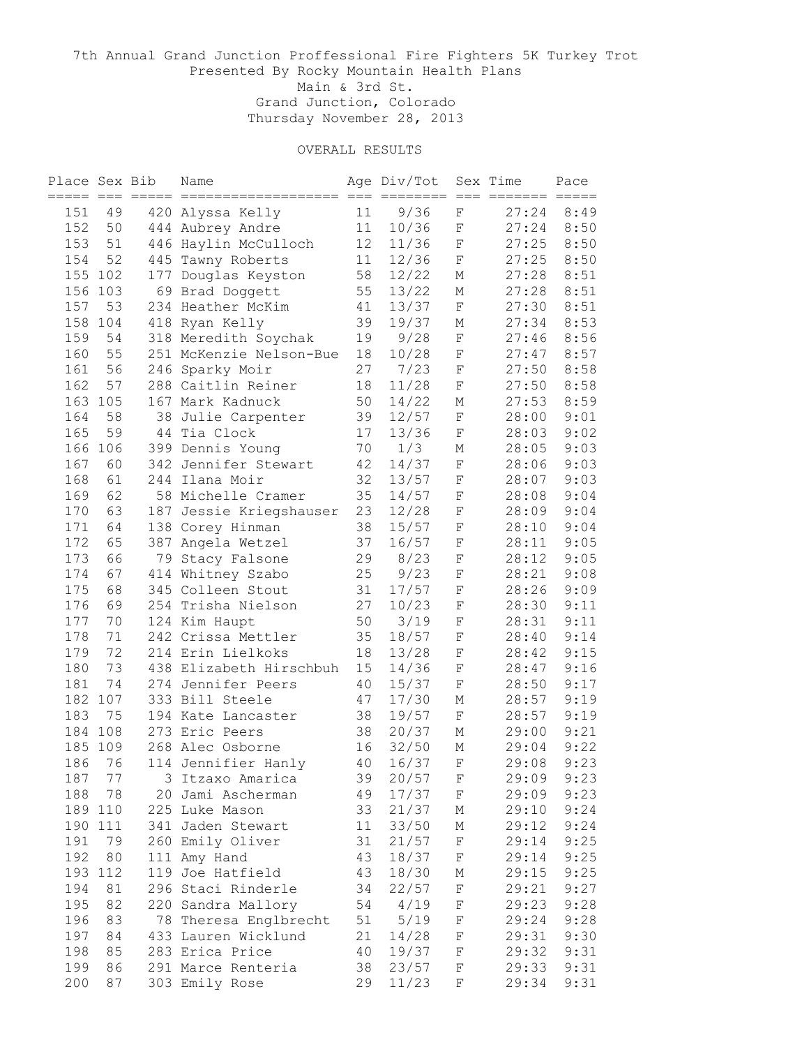# 7th Annual Grand Junction Proffessional Fire Fighters 5K Turkey Trot

Presented By Rocky Mountain Health Plans
Main & 3rd St.
Grand Junction, Colorado
Thursday November 28, 2013

## OVERALL RESULTS

| Place | Sex | Bib | Name | Age | Div/Tot | Sex | Time | Pace |
|---|---|---|---|---|---|---|---|---|
| 151 | 49 | 420 | Alyssa Kelly | 11 | 9/36 | F | 27:24 | 8:49 |
| 152 | 50 | 444 | Aubrey Andre | 11 | 10/36 | F | 27:24 | 8:50 |
| 153 | 51 | 446 | Haylin McCulloch | 12 | 11/36 | F | 27:25 | 8:50 |
| 154 | 52 | 445 | Tawny Roberts | 11 | 12/36 | F | 27:25 | 8:50 |
| 155 | 102 | 177 | Douglas Keyston | 58 | 12/22 | M | 27:28 | 8:51 |
| 156 | 103 | 69 | Brad Doggett | 55 | 13/22 | M | 27:28 | 8:51 |
| 157 | 53 | 234 | Heather McKim | 41 | 13/37 | F | 27:30 | 8:51 |
| 158 | 104 | 418 | Ryan Kelly | 39 | 19/37 | M | 27:34 | 8:53 |
| 159 | 54 | 318 | Meredith Soychak | 19 | 9/28 | F | 27:46 | 8:56 |
| 160 | 55 | 251 | McKenzie Nelson-Bue | 18 | 10/28 | F | 27:47 | 8:57 |
| 161 | 56 | 246 | Sparky Moir | 27 | 7/23 | F | 27:50 | 8:58 |
| 162 | 57 | 288 | Caitlin Reiner | 18 | 11/28 | F | 27:50 | 8:58 |
| 163 | 105 | 167 | Mark Kadnuck | 50 | 14/22 | M | 27:53 | 8:59 |
| 164 | 58 | 38 | Julie Carpenter | 39 | 12/57 | F | 28:00 | 9:01 |
| 165 | 59 | 44 | Tia Clock | 17 | 13/36 | F | 28:03 | 9:02 |
| 166 | 106 | 399 | Dennis Young | 70 | 1/3 | M | 28:05 | 9:03 |
| 167 | 60 | 342 | Jennifer Stewart | 42 | 14/37 | F | 28:06 | 9:03 |
| 168 | 61 | 244 | Ilana Moir | 32 | 13/57 | F | 28:07 | 9:03 |
| 169 | 62 | 58 | Michelle Cramer | 35 | 14/57 | F | 28:08 | 9:04 |
| 170 | 63 | 187 | Jessie Kriegshauser | 23 | 12/28 | F | 28:09 | 9:04 |
| 171 | 64 | 138 | Corey Hinman | 38 | 15/57 | F | 28:10 | 9:04 |
| 172 | 65 | 387 | Angela Wetzel | 37 | 16/57 | F | 28:11 | 9:05 |
| 173 | 66 | 79 | Stacy Falsone | 29 | 8/23 | F | 28:12 | 9:05 |
| 174 | 67 | 414 | Whitney Szabo | 25 | 9/23 | F | 28:21 | 9:08 |
| 175 | 68 | 345 | Colleen Stout | 31 | 17/57 | F | 28:26 | 9:09 |
| 176 | 69 | 254 | Trisha Nielson | 27 | 10/23 | F | 28:30 | 9:11 |
| 177 | 70 | 124 | Kim Haupt | 50 | 3/19 | F | 28:31 | 9:11 |
| 178 | 71 | 242 | Crissa Mettler | 35 | 18/57 | F | 28:40 | 9:14 |
| 179 | 72 | 214 | Erin Lielkoks | 18 | 13/28 | F | 28:42 | 9:15 |
| 180 | 73 | 438 | Elizabeth Hirschbuh | 15 | 14/36 | F | 28:47 | 9:16 |
| 181 | 74 | 274 | Jennifer Peers | 40 | 15/37 | F | 28:50 | 9:17 |
| 182 | 107 | 333 | Bill Steele | 47 | 17/30 | M | 28:57 | 9:19 |
| 183 | 75 | 194 | Kate Lancaster | 38 | 19/57 | F | 28:57 | 9:19 |
| 184 | 108 | 273 | Eric Peers | 38 | 20/37 | M | 29:00 | 9:21 |
| 185 | 109 | 268 | Alec Osborne | 16 | 32/50 | M | 29:04 | 9:22 |
| 186 | 76 | 114 | Jennifier Hanly | 40 | 16/37 | F | 29:08 | 9:23 |
| 187 | 77 | 3 | Itzaxo Amarica | 39 | 20/57 | F | 29:09 | 9:23 |
| 188 | 78 | 20 | Jami Ascherman | 49 | 17/37 | F | 29:09 | 9:23 |
| 189 | 110 | 225 | Luke Mason | 33 | 21/37 | M | 29:10 | 9:24 |
| 190 | 111 | 341 | Jaden Stewart | 11 | 33/50 | M | 29:12 | 9:24 |
| 191 | 79 | 260 | Emily Oliver | 31 | 21/57 | F | 29:14 | 9:25 |
| 192 | 80 | 111 | Amy Hand | 43 | 18/37 | F | 29:14 | 9:25 |
| 193 | 112 | 119 | Joe Hatfield | 43 | 18/30 | M | 29:15 | 9:25 |
| 194 | 81 | 296 | Staci Rinderle | 34 | 22/57 | F | 29:21 | 9:27 |
| 195 | 82 | 220 | Sandra Mallory | 54 | 4/19 | F | 29:23 | 9:28 |
| 196 | 83 | 78 | Theresa Englbrecht | 51 | 5/19 | F | 29:24 | 9:28 |
| 197 | 84 | 433 | Lauren Wicklund | 21 | 14/28 | F | 29:31 | 9:30 |
| 198 | 85 | 283 | Erica Price | 40 | 19/37 | F | 29:32 | 9:31 |
| 199 | 86 | 291 | Marce Renteria | 38 | 23/57 | F | 29:33 | 9:31 |
| 200 | 87 | 303 | Emily Rose | 29 | 11/23 | F | 29:34 | 9:31 |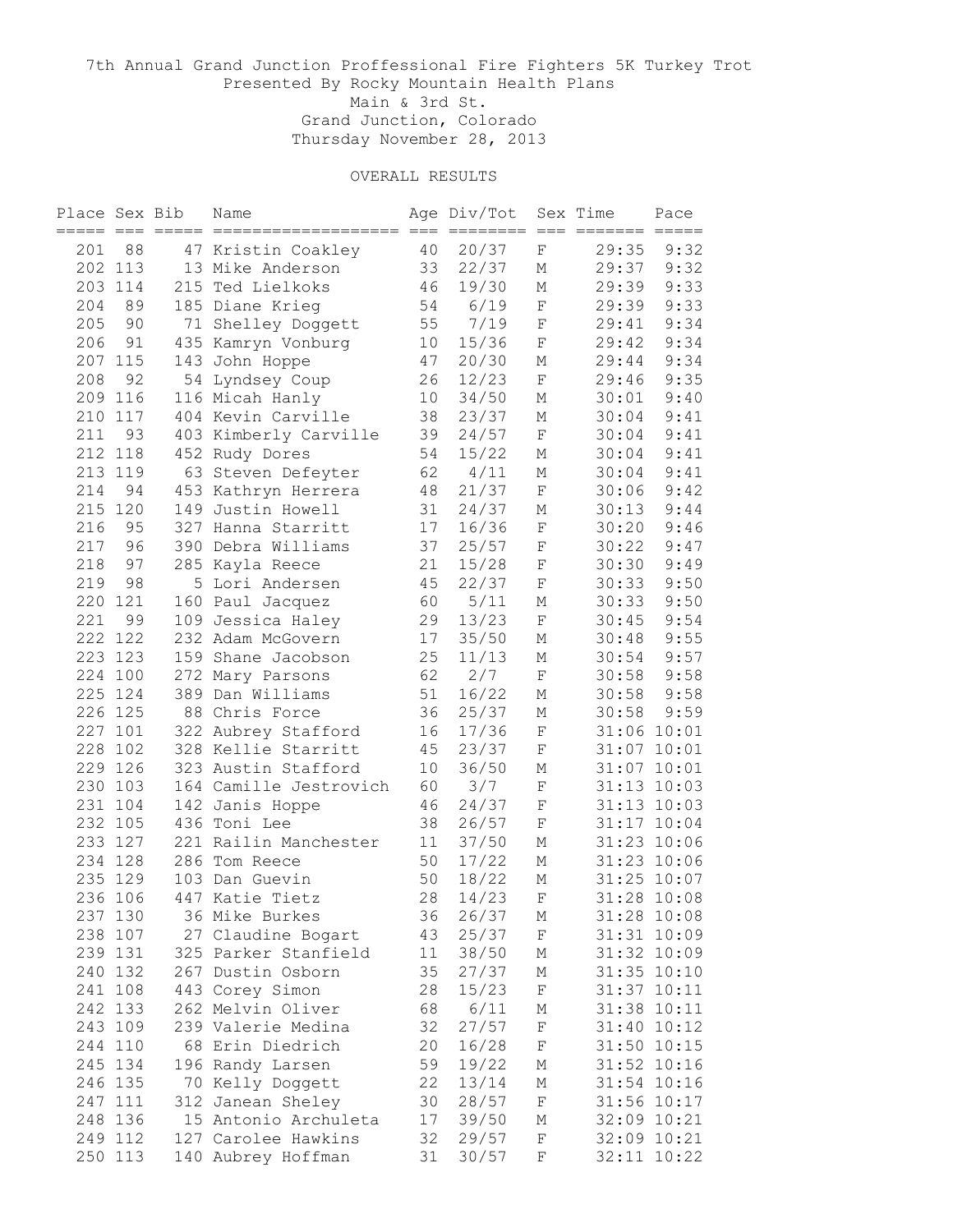7th Annual Grand Junction Proffessional Fire Fighters 5K Turkey Trot
Presented By Rocky Mountain Health Plans
Main & 3rd St.
Grand Junction, Colorado
Thursday November 28, 2013

OVERALL RESULTS

| Place | Sex | Bib | Name | Age | Div/Tot | Sex | Time | Pace |
|---|---|---|---|---|---|---|---|---|
| 201 | 88 | 47 | Kristin Coakley | 40 | 20/37 | F | 29:35 | 9:32 |
| 202 | 113 | 13 | Mike Anderson | 33 | 22/37 | M | 29:37 | 9:32 |
| 203 | 114 | 215 | Ted Lielkoks | 46 | 19/30 | M | 29:39 | 9:33 |
| 204 | 89 | 185 | Diane Krieg | 54 | 6/19 | F | 29:39 | 9:33 |
| 205 | 90 | 71 | Shelley Doggett | 55 | 7/19 | F | 29:41 | 9:34 |
| 206 | 91 | 435 | Kamryn Vonburg | 10 | 15/36 | F | 29:42 | 9:34 |
| 207 | 115 | 143 | John Hoppe | 47 | 20/30 | M | 29:44 | 9:34 |
| 208 | 92 | 54 | Lyndsey Coup | 26 | 12/23 | F | 29:46 | 9:35 |
| 209 | 116 | 116 | Micah Hanly | 10 | 34/50 | M | 30:01 | 9:40 |
| 210 | 117 | 404 | Kevin Carville | 38 | 23/37 | M | 30:04 | 9:41 |
| 211 | 93 | 403 | Kimberly Carville | 39 | 24/57 | F | 30:04 | 9:41 |
| 212 | 118 | 452 | Rudy Dores | 54 | 15/22 | M | 30:04 | 9:41 |
| 213 | 119 | 63 | Steven Defeyter | 62 | 4/11 | M | 30:04 | 9:41 |
| 214 | 94 | 453 | Kathryn Herrera | 48 | 21/37 | F | 30:06 | 9:42 |
| 215 | 120 | 149 | Justin Howell | 31 | 24/37 | M | 30:13 | 9:44 |
| 216 | 95 | 327 | Hanna Starritt | 17 | 16/36 | F | 30:20 | 9:46 |
| 217 | 96 | 390 | Debra Williams | 37 | 25/57 | F | 30:22 | 9:47 |
| 218 | 97 | 285 | Kayla Reece | 21 | 15/28 | F | 30:30 | 9:49 |
| 219 | 98 | 5 | Lori Andersen | 45 | 22/37 | F | 30:33 | 9:50 |
| 220 | 121 | 160 | Paul Jacquez | 60 | 5/11 | M | 30:33 | 9:50 |
| 221 | 99 | 109 | Jessica Haley | 29 | 13/23 | F | 30:45 | 9:54 |
| 222 | 122 | 232 | Adam McGovern | 17 | 35/50 | M | 30:48 | 9:55 |
| 223 | 123 | 159 | Shane Jacobson | 25 | 11/13 | M | 30:54 | 9:57 |
| 224 | 100 | 272 | Mary Parsons | 62 | 2/7 | F | 30:58 | 9:58 |
| 225 | 124 | 389 | Dan Williams | 51 | 16/22 | M | 30:58 | 9:58 |
| 226 | 125 | 88 | Chris Force | 36 | 25/37 | M | 30:58 | 9:59 |
| 227 | 101 | 322 | Aubrey Stafford | 16 | 17/36 | F | 31:06 | 10:01 |
| 228 | 102 | 328 | Kellie Starritt | 45 | 23/37 | F | 31:07 | 10:01 |
| 229 | 126 | 323 | Austin Stafford | 10 | 36/50 | M | 31:07 | 10:01 |
| 230 | 103 | 164 | Camille Jestrovich | 60 | 3/7 | F | 31:13 | 10:03 |
| 231 | 104 | 142 | Janis Hoppe | 46 | 24/37 | F | 31:13 | 10:03 |
| 232 | 105 | 436 | Toni Lee | 38 | 26/57 | F | 31:17 | 10:04 |
| 233 | 127 | 221 | Railin Manchester | 11 | 37/50 | M | 31:23 | 10:06 |
| 234 | 128 | 286 | Tom Reece | 50 | 17/22 | M | 31:23 | 10:06 |
| 235 | 129 | 103 | Dan Guevin | 50 | 18/22 | M | 31:25 | 10:07 |
| 236 | 106 | 447 | Katie Tietz | 28 | 14/23 | F | 31:28 | 10:08 |
| 237 | 130 | 36 | Mike Burkes | 36 | 26/37 | M | 31:28 | 10:08 |
| 238 | 107 | 27 | Claudine Bogart | 43 | 25/37 | F | 31:31 | 10:09 |
| 239 | 131 | 325 | Parker Stanfield | 11 | 38/50 | M | 31:32 | 10:09 |
| 240 | 132 | 267 | Dustin Osborn | 35 | 27/37 | M | 31:35 | 10:10 |
| 241 | 108 | 443 | Corey Simon | 28 | 15/23 | F | 31:37 | 10:11 |
| 242 | 133 | 262 | Melvin Oliver | 68 | 6/11 | M | 31:38 | 10:11 |
| 243 | 109 | 239 | Valerie Medina | 32 | 27/57 | F | 31:40 | 10:12 |
| 244 | 110 | 68 | Erin Diedrich | 20 | 16/28 | F | 31:50 | 10:15 |
| 245 | 134 | 196 | Randy Larsen | 59 | 19/22 | M | 31:52 | 10:16 |
| 246 | 135 | 70 | Kelly Doggett | 22 | 13/14 | M | 31:54 | 10:16 |
| 247 | 111 | 312 | Janean Sheley | 30 | 28/57 | F | 31:56 | 10:17 |
| 248 | 136 | 15 | Antonio Archuleta | 17 | 39/50 | M | 32:09 | 10:21 |
| 249 | 112 | 127 | Carolee Hawkins | 32 | 29/57 | F | 32:09 | 10:21 |
| 250 | 113 | 140 | Aubrey Hoffman | 31 | 30/57 | F | 32:11 | 10:22 |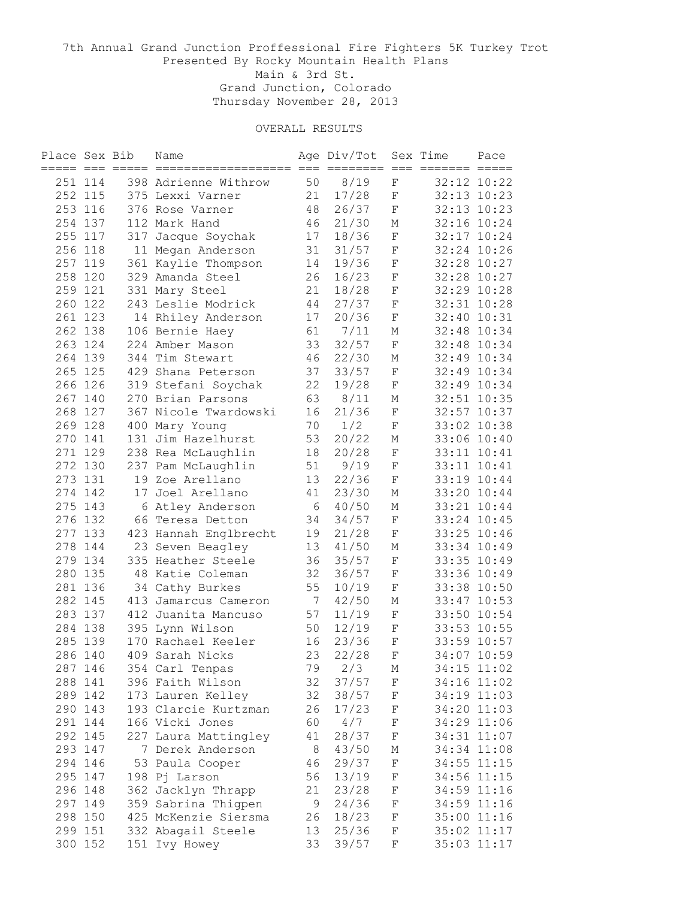7th Annual Grand Junction Proffessional Fire Fighters 5K Turkey Trot
Presented By Rocky Mountain Health Plans
Main & 3rd St.
Grand Junction, Colorado
Thursday November 28, 2013

OVERALL RESULTS

| Place | Sex | Bib | Name | Age | Div/Tot | Sex | Time | Pace |
|---|---|---|---|---|---|---|---|---|
| 251 | 114 | 398 | Adrienne Withrow | 50 | 8/19 | F | 32:12 | 10:22 |
| 252 | 115 | 375 | Lexxi Varner | 21 | 17/28 | F | 32:13 | 10:23 |
| 253 | 116 | 376 | Rose Varner | 48 | 26/37 | F | 32:13 | 10:23 |
| 254 | 137 | 112 | Mark Hand | 46 | 21/30 | M | 32:16 | 10:24 |
| 255 | 117 | 317 | Jacque Soychak | 17 | 18/36 | F | 32:17 | 10:24 |
| 256 | 118 | 11 | Megan Anderson | 31 | 31/57 | F | 32:24 | 10:26 |
| 257 | 119 | 361 | Kaylie Thompson | 14 | 19/36 | F | 32:28 | 10:27 |
| 258 | 120 | 329 | Amanda Steel | 26 | 16/23 | F | 32:28 | 10:27 |
| 259 | 121 | 331 | Mary Steel | 21 | 18/28 | F | 32:29 | 10:28 |
| 260 | 122 | 243 | Leslie Modrick | 44 | 27/37 | F | 32:31 | 10:28 |
| 261 | 123 | 14 | Rhiley Anderson | 17 | 20/36 | F | 32:40 | 10:31 |
| 262 | 138 | 106 | Bernie Haey | 61 | 7/11 | M | 32:48 | 10:34 |
| 263 | 124 | 224 | Amber Mason | 33 | 32/57 | F | 32:48 | 10:34 |
| 264 | 139 | 344 | Tim Stewart | 46 | 22/30 | M | 32:49 | 10:34 |
| 265 | 125 | 429 | Shana Peterson | 37 | 33/57 | F | 32:49 | 10:34 |
| 266 | 126 | 319 | Stefani Soychak | 22 | 19/28 | F | 32:49 | 10:34 |
| 267 | 140 | 270 | Brian Parsons | 63 | 8/11 | M | 32:51 | 10:35 |
| 268 | 127 | 367 | Nicole Twardowski | 16 | 21/36 | F | 32:57 | 10:37 |
| 269 | 128 | 400 | Mary Young | 70 | 1/2 | F | 33:02 | 10:38 |
| 270 | 141 | 131 | Jim Hazelhurst | 53 | 20/22 | M | 33:06 | 10:40 |
| 271 | 129 | 238 | Rea McLaughlin | 18 | 20/28 | F | 33:11 | 10:41 |
| 272 | 130 | 237 | Pam McLaughlin | 51 | 9/19 | F | 33:11 | 10:41 |
| 273 | 131 | 19 | Zoe Arellano | 13 | 22/36 | F | 33:19 | 10:44 |
| 274 | 142 | 17 | Joel Arellano | 41 | 23/30 | M | 33:20 | 10:44 |
| 275 | 143 | 6 | Atley Anderson | 6 | 40/50 | M | 33:21 | 10:44 |
| 276 | 132 | 66 | Teresa Detton | 34 | 34/57 | F | 33:24 | 10:45 |
| 277 | 133 | 423 | Hannah Englbrecht | 19 | 21/28 | F | 33:25 | 10:46 |
| 278 | 144 | 23 | Seven Beagley | 13 | 41/50 | M | 33:34 | 10:49 |
| 279 | 134 | 335 | Heather Steele | 36 | 35/57 | F | 33:35 | 10:49 |
| 280 | 135 | 48 | Katie Coleman | 32 | 36/57 | F | 33:36 | 10:49 |
| 281 | 136 | 34 | Cathy Burkes | 55 | 10/19 | F | 33:38 | 10:50 |
| 282 | 145 | 413 | Jamarcus Cameron | 7 | 42/50 | M | 33:47 | 10:53 |
| 283 | 137 | 412 | Juanita Mancuso | 57 | 11/19 | F | 33:50 | 10:54 |
| 284 | 138 | 395 | Lynn Wilson | 50 | 12/19 | F | 33:53 | 10:55 |
| 285 | 139 | 170 | Rachael Keeler | 16 | 23/36 | F | 33:59 | 10:57 |
| 286 | 140 | 409 | Sarah Nicks | 23 | 22/28 | F | 34:07 | 10:59 |
| 287 | 146 | 354 | Carl Tenpas | 79 | 2/3 | M | 34:15 | 11:02 |
| 288 | 141 | 396 | Faith Wilson | 32 | 37/57 | F | 34:16 | 11:02 |
| 289 | 142 | 173 | Lauren Kelley | 32 | 38/57 | F | 34:19 | 11:03 |
| 290 | 143 | 193 | Clarcie Kurtzman | 26 | 17/23 | F | 34:20 | 11:03 |
| 291 | 144 | 166 | Vicki Jones | 60 | 4/7 | F | 34:29 | 11:06 |
| 292 | 145 | 227 | Laura Mattingley | 41 | 28/37 | F | 34:31 | 11:07 |
| 293 | 147 | 7 | Derek Anderson | 8 | 43/50 | M | 34:34 | 11:08 |
| 294 | 146 | 53 | Paula Cooper | 46 | 29/37 | F | 34:55 | 11:15 |
| 295 | 147 | 198 | Pj Larson | 56 | 13/19 | F | 34:56 | 11:15 |
| 296 | 148 | 362 | Jacklyn Thrapp | 21 | 23/28 | F | 34:59 | 11:16 |
| 297 | 149 | 359 | Sabrina Thigpen | 9 | 24/36 | F | 34:59 | 11:16 |
| 298 | 150 | 425 | McKenzie Siersma | 26 | 18/23 | F | 35:00 | 11:16 |
| 299 | 151 | 332 | Abagail Steele | 13 | 25/36 | F | 35:02 | 11:17 |
| 300 | 152 | 151 | Ivy Howey | 33 | 39/57 | F | 35:03 | 11:17 |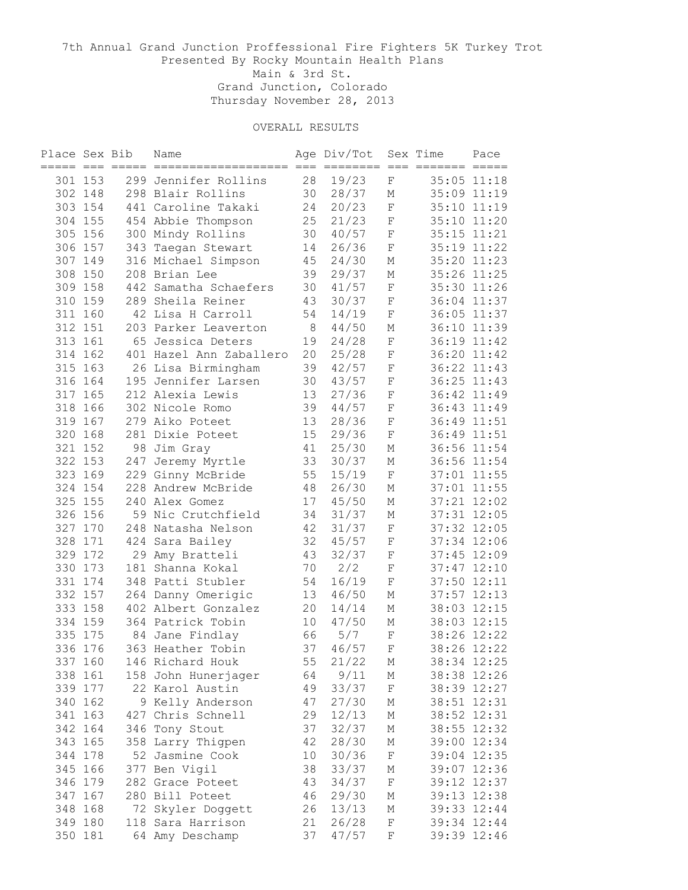7th Annual Grand Junction Proffessional Fire Fighters 5K Turkey Trot
Presented By Rocky Mountain Health Plans
Main & 3rd St.
Grand Junction, Colorado
Thursday November 28, 2013

OVERALL RESULTS

| Place | Sex | Bib | Name | Age | Div/Tot | Sex | Time | Pace |
|---|---|---|---|---|---|---|---|---|
| 301 | 153 | 299 | Jennifer Rollins | 28 | 19/23 | F | 35:05 | 11:18 |
| 302 | 148 | 298 | Blair Rollins | 30 | 28/37 | M | 35:09 | 11:19 |
| 303 | 154 | 441 | Caroline Takaki | 24 | 20/23 | F | 35:10 | 11:19 |
| 304 | 155 | 454 | Abbie Thompson | 25 | 21/23 | F | 35:10 | 11:20 |
| 305 | 156 | 300 | Mindy Rollins | 30 | 40/57 | F | 35:15 | 11:21 |
| 306 | 157 | 343 | Taegan Stewart | 14 | 26/36 | F | 35:19 | 11:22 |
| 307 | 149 | 316 | Michael Simpson | 45 | 24/30 | M | 35:20 | 11:23 |
| 308 | 150 | 208 | Brian Lee | 39 | 29/37 | M | 35:26 | 11:25 |
| 309 | 158 | 442 | Samatha Schaefers | 30 | 41/57 | F | 35:30 | 11:26 |
| 310 | 159 | 289 | Sheila Reiner | 43 | 30/37 | F | 36:04 | 11:37 |
| 311 | 160 | 42 | Lisa H Carroll | 54 | 14/19 | F | 36:05 | 11:37 |
| 312 | 151 | 203 | Parker Leaverton | 8 | 44/50 | M | 36:10 | 11:39 |
| 313 | 161 | 65 | Jessica Deters | 19 | 24/28 | F | 36:19 | 11:42 |
| 314 | 162 | 401 | Hazel Ann Zaballero | 20 | 25/28 | F | 36:20 | 11:42 |
| 315 | 163 | 26 | Lisa Birmingham | 39 | 42/57 | F | 36:22 | 11:43 |
| 316 | 164 | 195 | Jennifer Larsen | 30 | 43/57 | F | 36:25 | 11:43 |
| 317 | 165 | 212 | Alexia Lewis | 13 | 27/36 | F | 36:42 | 11:49 |
| 318 | 166 | 302 | Nicole Romo | 39 | 44/57 | F | 36:43 | 11:49 |
| 319 | 167 | 279 | Aiko Poteet | 13 | 28/36 | F | 36:49 | 11:51 |
| 320 | 168 | 281 | Dixie Poteet | 15 | 29/36 | F | 36:49 | 11:51 |
| 321 | 152 | 98 | Jim Gray | 41 | 25/30 | M | 36:56 | 11:54 |
| 322 | 153 | 247 | Jeremy Myrtle | 33 | 30/37 | M | 36:56 | 11:54 |
| 323 | 169 | 229 | Ginny McBride | 55 | 15/19 | F | 37:01 | 11:55 |
| 324 | 154 | 228 | Andrew McBride | 48 | 26/30 | M | 37:01 | 11:55 |
| 325 | 155 | 240 | Alex Gomez | 17 | 45/50 | M | 37:21 | 12:02 |
| 326 | 156 | 59 | Nic Crutchfield | 34 | 31/37 | M | 37:31 | 12:05 |
| 327 | 170 | 248 | Natasha Nelson | 42 | 31/37 | F | 37:32 | 12:05 |
| 328 | 171 | 424 | Sara Bailey | 32 | 45/57 | F | 37:34 | 12:06 |
| 329 | 172 | 29 | Amy Bratteli | 43 | 32/37 | F | 37:45 | 12:09 |
| 330 | 173 | 181 | Shanna Kokal | 70 | 2/2 | F | 37:47 | 12:10 |
| 331 | 174 | 348 | Patti Stubler | 54 | 16/19 | F | 37:50 | 12:11 |
| 332 | 157 | 264 | Danny Omerigic | 13 | 46/50 | M | 37:57 | 12:13 |
| 333 | 158 | 402 | Albert Gonzalez | 20 | 14/14 | M | 38:03 | 12:15 |
| 334 | 159 | 364 | Patrick Tobin | 10 | 47/50 | M | 38:03 | 12:15 |
| 335 | 175 | 84 | Jane Findlay | 66 | 5/7 | F | 38:26 | 12:22 |
| 336 | 176 | 363 | Heather Tobin | 37 | 46/57 | F | 38:26 | 12:22 |
| 337 | 160 | 146 | Richard Houk | 55 | 21/22 | M | 38:34 | 12:25 |
| 338 | 161 | 158 | John Hunerjager | 64 | 9/11 | M | 38:38 | 12:26 |
| 339 | 177 | 22 | Karol Austin | 49 | 33/37 | F | 38:39 | 12:27 |
| 340 | 162 | 9 | Kelly Anderson | 47 | 27/30 | M | 38:51 | 12:31 |
| 341 | 163 | 427 | Chris Schnell | 29 | 12/13 | M | 38:52 | 12:31 |
| 342 | 164 | 346 | Tony Stout | 37 | 32/37 | M | 38:55 | 12:32 |
| 343 | 165 | 358 | Larry Thigpen | 42 | 28/30 | M | 39:00 | 12:34 |
| 344 | 178 | 52 | Jasmine Cook | 10 | 30/36 | F | 39:04 | 12:35 |
| 345 | 166 | 377 | Ben Vigil | 38 | 33/37 | M | 39:07 | 12:36 |
| 346 | 179 | 282 | Grace Poteet | 43 | 34/37 | F | 39:12 | 12:37 |
| 347 | 167 | 280 | Bill Poteet | 46 | 29/30 | M | 39:13 | 12:38 |
| 348 | 168 | 72 | Skyler Doggett | 26 | 13/13 | M | 39:33 | 12:44 |
| 349 | 180 | 118 | Sara Harrison | 21 | 26/28 | F | 39:34 | 12:44 |
| 350 | 181 | 64 | Amy Deschamp | 37 | 47/57 | F | 39:39 | 12:46 |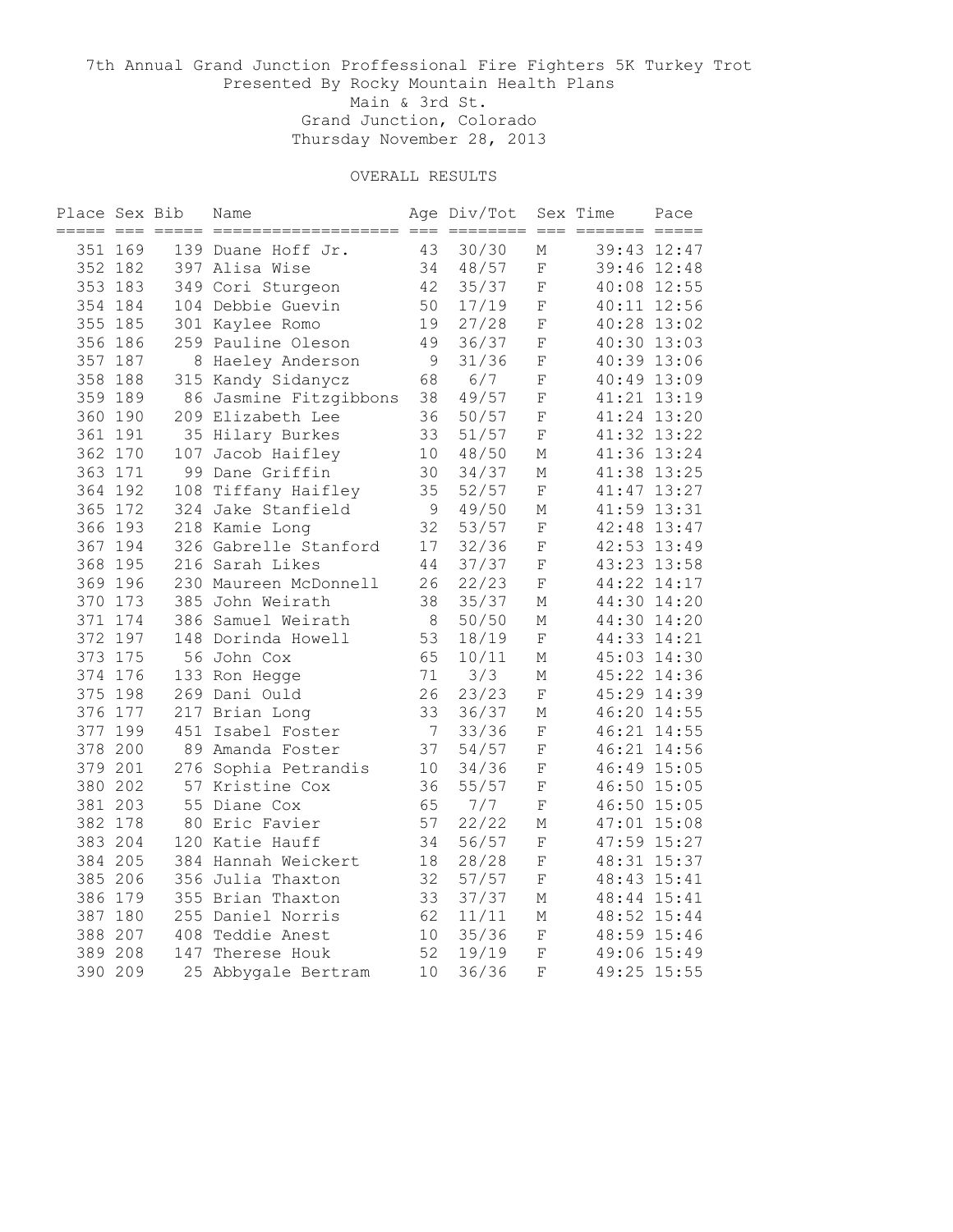7th Annual Grand Junction Proffessional Fire Fighters 5K Turkey Trot
Presented By Rocky Mountain Health Plans
Main & 3rd St.
Grand Junction, Colorado
Thursday November 28, 2013

OVERALL RESULTS

| Place | Sex | Bib | Name | Age | Div/Tot | Sex | Time | Pace |
|---|---|---|---|---|---|---|---|---|
| 351 | 169 | 139 | Duane Hoff Jr. | 43 | 30/30 | M | 39:43 | 12:47 |
| 352 | 182 | 397 | Alisa Wise | 34 | 48/57 | F | 39:46 | 12:48 |
| 353 | 183 | 349 | Cori Sturgeon | 42 | 35/37 | F | 40:08 | 12:55 |
| 354 | 184 | 104 | Debbie Guevin | 50 | 17/19 | F | 40:11 | 12:56 |
| 355 | 185 | 301 | Kaylee Romo | 19 | 27/28 | F | 40:28 | 13:02 |
| 356 | 186 | 259 | Pauline Oleson | 49 | 36/37 | F | 40:30 | 13:03 |
| 357 | 187 | 8 | Haeley Anderson | 9 | 31/36 | F | 40:39 | 13:06 |
| 358 | 188 | 315 | Kandy Sidanycz | 68 | 6/7 | F | 40:49 | 13:09 |
| 359 | 189 | 86 | Jasmine Fitzgibbons | 38 | 49/57 | F | 41:21 | 13:19 |
| 360 | 190 | 209 | Elizabeth Lee | 36 | 50/57 | F | 41:24 | 13:20 |
| 361 | 191 | 35 | Hilary Burkes | 33 | 51/57 | F | 41:32 | 13:22 |
| 362 | 170 | 107 | Jacob Haifley | 10 | 48/50 | M | 41:36 | 13:24 |
| 363 | 171 | 99 | Dane Griffin | 30 | 34/37 | M | 41:38 | 13:25 |
| 364 | 192 | 108 | Tiffany Haifley | 35 | 52/57 | F | 41:47 | 13:27 |
| 365 | 172 | 324 | Jake Stanfield | 9 | 49/50 | M | 41:59 | 13:31 |
| 366 | 193 | 218 | Kamie Long | 32 | 53/57 | F | 42:48 | 13:47 |
| 367 | 194 | 326 | Gabrelle Stanford | 17 | 32/36 | F | 42:53 | 13:49 |
| 368 | 195 | 216 | Sarah Likes | 44 | 37/37 | F | 43:23 | 13:58 |
| 369 | 196 | 230 | Maureen McDonnell | 26 | 22/23 | F | 44:22 | 14:17 |
| 370 | 173 | 385 | John Weirath | 38 | 35/37 | M | 44:30 | 14:20 |
| 371 | 174 | 386 | Samuel Weirath | 8 | 50/50 | M | 44:30 | 14:20 |
| 372 | 197 | 148 | Dorinda Howell | 53 | 18/19 | F | 44:33 | 14:21 |
| 373 | 175 | 56 | John Cox | 65 | 10/11 | M | 45:03 | 14:30 |
| 374 | 176 | 133 | Ron Hegge | 71 | 3/3 | M | 45:22 | 14:36 |
| 375 | 198 | 269 | Dani Ould | 26 | 23/23 | F | 45:29 | 14:39 |
| 376 | 177 | 217 | Brian Long | 33 | 36/37 | M | 46:20 | 14:55 |
| 377 | 199 | 451 | Isabel Foster | 7 | 33/36 | F | 46:21 | 14:55 |
| 378 | 200 | 89 | Amanda Foster | 37 | 54/57 | F | 46:21 | 14:56 |
| 379 | 201 | 276 | Sophia Petrandis | 10 | 34/36 | F | 46:49 | 15:05 |
| 380 | 202 | 57 | Kristine Cox | 36 | 55/57 | F | 46:50 | 15:05 |
| 381 | 203 | 55 | Diane Cox | 65 | 7/7 | F | 46:50 | 15:05 |
| 382 | 178 | 80 | Eric Favier | 57 | 22/22 | M | 47:01 | 15:08 |
| 383 | 204 | 120 | Katie Hauff | 34 | 56/57 | F | 47:59 | 15:27 |
| 384 | 205 | 384 | Hannah Weickert | 18 | 28/28 | F | 48:31 | 15:37 |
| 385 | 206 | 356 | Julia Thaxton | 32 | 57/57 | F | 48:43 | 15:41 |
| 386 | 179 | 355 | Brian Thaxton | 33 | 37/37 | M | 48:44 | 15:41 |
| 387 | 180 | 255 | Daniel Norris | 62 | 11/11 | M | 48:52 | 15:44 |
| 388 | 207 | 408 | Teddie Anest | 10 | 35/36 | F | 48:59 | 15:46 |
| 389 | 208 | 147 | Therese Houk | 52 | 19/19 | F | 49:06 | 15:49 |
| 390 | 209 | 25 | Abbygale Bertram | 10 | 36/36 | F | 49:25 | 15:55 |